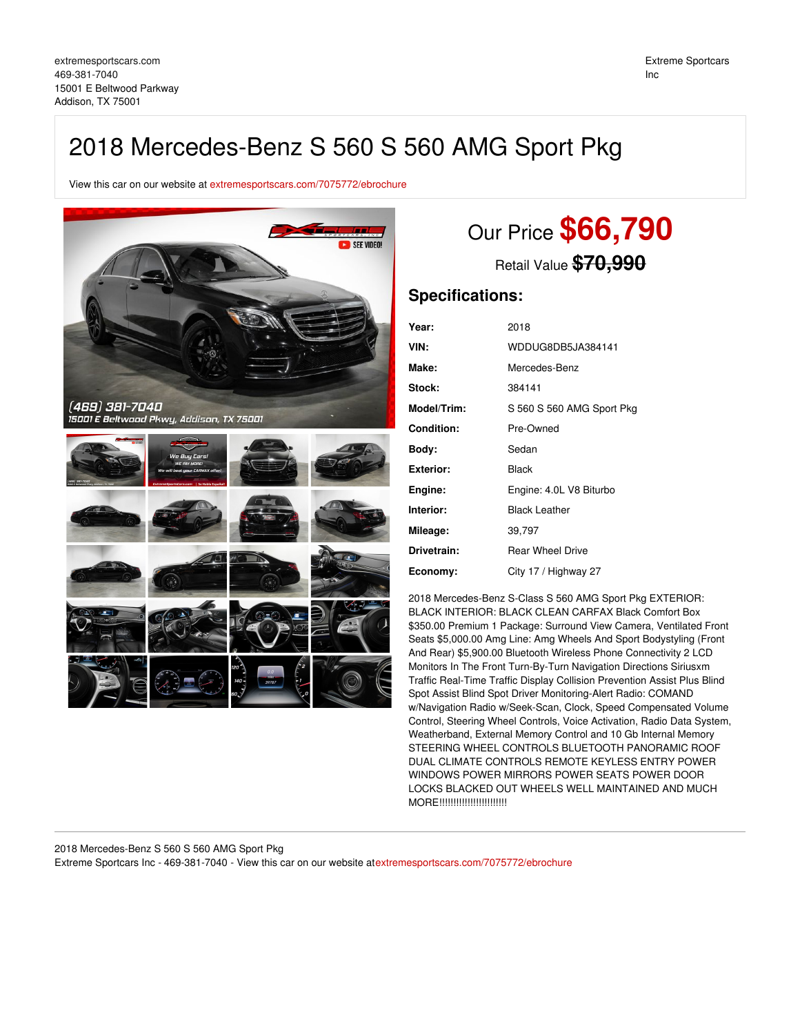extremesportscars.com
469-381-7040
15001 E Beltwood Parkway
Addison, TX 75001

Extreme Sportcars Inc

# 2018 Mercedes-Benz S 560 S 560 AMG Sport Pkg

View this car on our website at extremesportscars.com/7075772/ebrochure

## Our Price $66,790

Retail Value ~~$70,990~~

## Specifications:

| | |
|---|---|
| **Year:** | 2018 |
| **VIN:** | WDDUG8DB5JA384141 |
| **Make:** | Mercedes-Benz |
| **Stock:** | 384141 |
| **Model/Trim:** | S 560 S 560 AMG Sport Pkg |
| **Condition:** | Pre-Owned |
| **Body:** | Sedan |
| **Exterior:** | Black |
| **Engine:** | Engine: 4.0L V8 Biturbo |
| **Interior:** | Black Leather |
| **Mileage:** | 39,797 |
| **Drivetrain:** | Rear Wheel Drive |
| **Economy:** | City 17 / Highway 27 |

2018 Mercedes-Benz S-Class S 560 AMG Sport Pkg EXTERIOR: BLACK INTERIOR: BLACK CLEAN CARFAX Black Comfort Box $350.00 Premium 1 Package: Surround View Camera, Ventilated Front Seats $5,000.00 Amg Line: Amg Wheels And Sport Bodystyling (Front And Rear) $5,900.00 Bluetooth Wireless Phone Connectivity 2 LCD Monitors In The Front Turn-By-Turn Navigation Directions Siriusxm Traffic Real-Time Traffic Display Collision Prevention Assist Plus Blind Spot Assist Blind Spot Driver Monitoring-Alert Radio: COMAND w/Navigation Radio w/Seek-Scan, Clock, Speed Compensated Volume Control, Steering Wheel Controls, Voice Activation, Radio Data System, Weatherband, External Memory Control and 10 Gb Internal Memory STEERING WHEEL CONTROLS BLUETOOTH PANORAMIC ROOF DUAL CLIMATE CONTROLS REMOTE KEYLESS ENTRY POWER WINDOWS POWER MIRRORS POWER SEATS POWER DOOR LOCKS BLACKED OUT WHEELS WELL MAINTAINED AND MUCH MORE!!!!!!!!!!!!!!!!!!!!!!!!

2018 Mercedes-Benz S 560 S 560 AMG Sport Pkg
Extreme Sportcars Inc - 469-381-7040 - View this car on our website at extremesportscars.com/7075772/ebrochure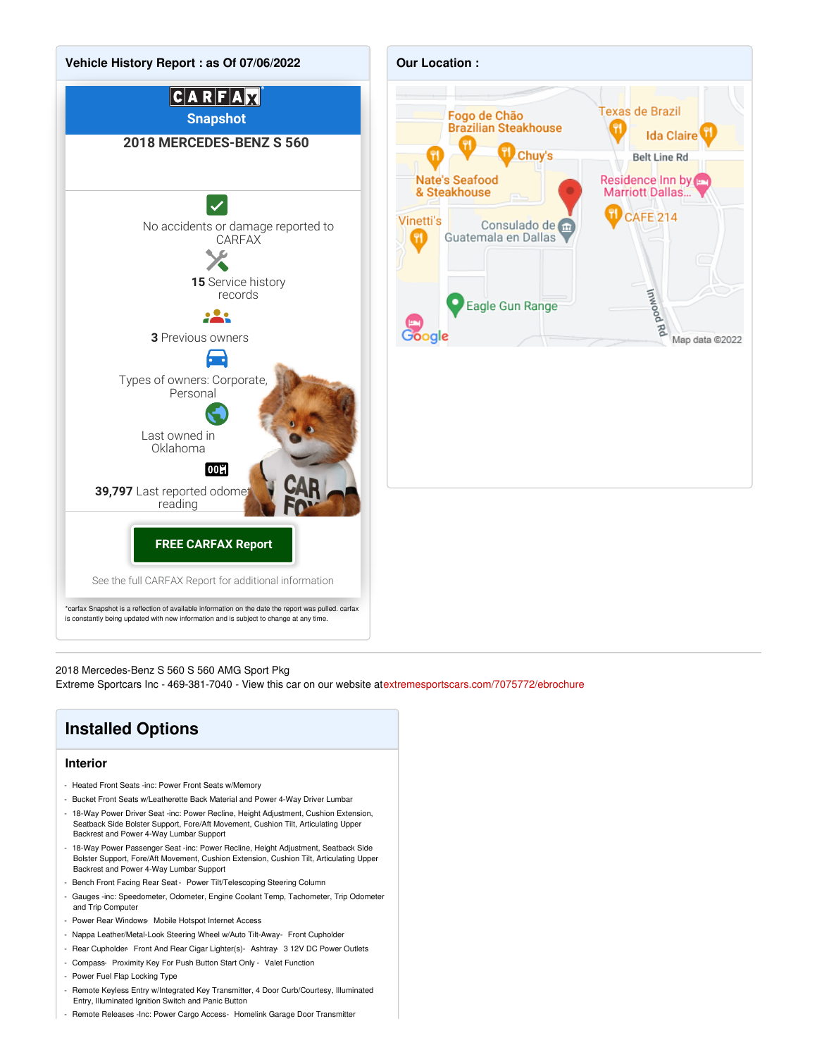## Vehicle History Report : as Of 07/06/2022

**CARFAX Snapshot**

**2018 MERCEDES-BENZ S 560**

No accidents or damage reported to CARFAX

**15** Service history records

**3** Previous owners

Types of owners: Corporate, Personal

Last owned in Oklahoma

**39,797** Last reported odometer reading

**FREE CARFAX Report**

See the full CARFAX Report for additional information

*carfax Snapshot is a reflection of available information on the date the report was pulled. carfax is constantly being updated with new information and is subject to change at any time.

## Our Location :

Fogo de Chão Brazilian Steakhouse
Texas de Brazil
Ida Claire
Chuy's
Belt Line Rd
Nate's Seafood & Steakhouse
Residence Inn by Marriott Dallas...
CAFE 214
Vinetti's
Consulado de Guatemala en Dallas
Eagle Gun Range
Inwood Rd
Map data ©2022

---

2018 Mercedes-Benz S 560 S 560 AMG Sport Pkg
Extreme Sportcars Inc - 469-381-7040 - View this car on our website atextremesportscars.com/7075772/ebrochure

## Installed Options

### Interior

- Heated Front Seats -inc: Power Front Seats w/Memory
- Bucket Front Seats w/Leatherette Back Material and Power 4-Way Driver Lumbar
- 18-Way Power Driver Seat -inc: Power Recline, Height Adjustment, Cushion Extension, Seatback Side Bolster Support, Fore/Aft Movement, Cushion Tilt, Articulating Upper Backrest and Power 4-Way Lumbar Support
- 18-Way Power Passenger Seat -inc: Power Recline, Height Adjustment, Seatback Side Bolster Support, Fore/Aft Movement, Cushion Extension, Cushion Tilt, Articulating Upper Backrest and Power 4-Way Lumbar Support
- Bench Front Facing Rear Seat - Power Tilt/Telescoping Steering Column
- Gauges -inc: Speedometer, Odometer, Engine Coolant Temp, Tachometer, Trip Odometer and Trip Computer
- Power Rear Windows- Mobile Hotspot Internet Access
- Nappa Leather/Metal-Look Steering Wheel w/Auto Tilt-Away- Front Cupholder
- Rear Cupholder- Front And Rear Cigar Lighter(s)- Ashtray- 3 12V DC Power Outlets
- Compass- Proximity Key For Push Button Start Only - Valet Function
- Power Fuel Flap Locking Type
- Remote Keyless Entry w/Integrated Key Transmitter, 4 Door Curb/Courtesy, Illuminated Entry, Illuminated Ignition Switch and Panic Button
- Remote Releases -Inc: Power Cargo Access- Homelink Garage Door Transmitter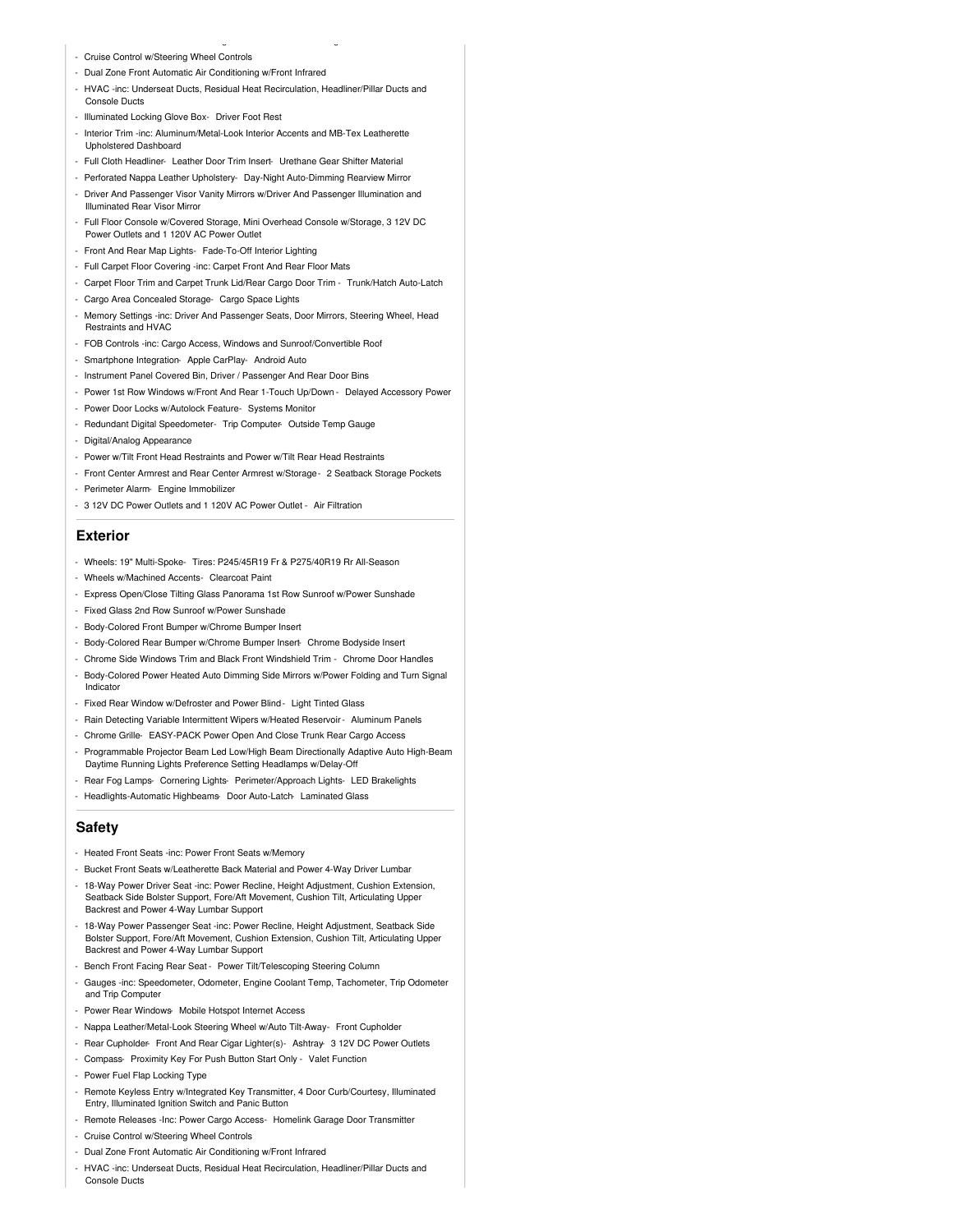- Cruise Control w/Steering Wheel Controls
- Dual Zone Front Automatic Air Conditioning w/Front Infrared
- HVAC -inc: Underseat Ducts, Residual Heat Recirculation, Headliner/Pillar Ducts and Console Ducts
- Illuminated Locking Glove Box- Driver Foot Rest
- Interior Trim -inc: Aluminum/Metal-Look Interior Accents and MB-Tex Leatherette Upholstered Dashboard
- Full Cloth Headliner- Leather Door Trim Insert- Urethane Gear Shifter Material
- Perforated Nappa Leather Upholstery- Day-Night Auto-Dimming Rearview Mirror
- Driver And Passenger Visor Vanity Mirrors w/Driver And Passenger Illumination and Illuminated Rear Visor Mirror
- Full Floor Console w/Covered Storage, Mini Overhead Console w/Storage, 3 12V DC Power Outlets and 1 120V AC Power Outlet
- Front And Rear Map Lights- Fade-To-Off Interior Lighting
- Full Carpet Floor Covering -inc: Carpet Front And Rear Floor Mats
- Carpet Floor Trim and Carpet Trunk Lid/Rear Cargo Door Trim - Trunk/Hatch Auto-Latch
- Cargo Area Concealed Storage- Cargo Space Lights
- Memory Settings -inc: Driver And Passenger Seats, Door Mirrors, Steering Wheel, Head Restraints and HVAC
- FOB Controls -inc: Cargo Access, Windows and Sunroof/Convertible Roof
- Smartphone Integration- Apple CarPlay- Android Auto
- Instrument Panel Covered Bin, Driver / Passenger And Rear Door Bins
- Power 1st Row Windows w/Front And Rear 1-Touch Up/Down - Delayed Accessory Power
- Power Door Locks w/Autolock Feature- Systems Monitor
- Redundant Digital Speedometer- Trip Computer- Outside Temp Gauge
- Digital/Analog Appearance
- Power w/Tilt Front Head Restraints and Power w/Tilt Rear Head Restraints
- Front Center Armrest and Rear Center Armrest w/Storage - 2 Seatback Storage Pockets
- Perimeter Alarm- Engine Immobilizer
- 3 12V DC Power Outlets and 1 120V AC Power Outlet - Air Filtration

## Exterior

- Wheels: 19" Multi-Spoke- Tires: P245/45R19 Fr & P275/40R19 Rr All-Season
- Wheels w/Machined Accents- Clearcoat Paint
- Express Open/Close Tilting Glass Panorama 1st Row Sunroof w/Power Sunshade
- Fixed Glass 2nd Row Sunroof w/Power Sunshade
- Body-Colored Front Bumper w/Chrome Bumper Insert
- Body-Colored Rear Bumper w/Chrome Bumper Insert- Chrome Bodyside Insert
- Chrome Side Windows Trim and Black Front Windshield Trim - Chrome Door Handles
- Body-Colored Power Heated Auto Dimming Side Mirrors w/Power Folding and Turn Signal Indicator
- Fixed Rear Window w/Defroster and Power Blind - Light Tinted Glass
- Rain Detecting Variable Intermittent Wipers w/Heated Reservoir - Aluminum Panels
- Chrome Grille- EASY-PACK Power Open And Close Trunk Rear Cargo Access
- Programmable Projector Beam Led Low/High Beam Directionally Adaptive Auto High-Beam Daytime Running Lights Preference Setting Headlamps w/Delay-Off
- Rear Fog Lamps- Cornering Lights- Perimeter/Approach Lights- LED Brakelights
- Headlights-Automatic Highbeams- Door Auto-Latch- Laminated Glass

## Safety

- Heated Front Seats -inc: Power Front Seats w/Memory
- Bucket Front Seats w/Leatherette Back Material and Power 4-Way Driver Lumbar
- 18-Way Power Driver Seat -inc: Power Recline, Height Adjustment, Cushion Extension, Seatback Side Bolster Support, Fore/Aft Movement, Cushion Tilt, Articulating Upper Backrest and Power 4-Way Lumbar Support
- 18-Way Power Passenger Seat -inc: Power Recline, Height Adjustment, Seatback Side Bolster Support, Fore/Aft Movement, Cushion Extension, Cushion Tilt, Articulating Upper Backrest and Power 4-Way Lumbar Support
- Bench Front Facing Rear Seat - Power Tilt/Telescoping Steering Column
- Gauges -inc: Speedometer, Odometer, Engine Coolant Temp, Tachometer, Trip Odometer and Trip Computer
- Power Rear Windows- Mobile Hotspot Internet Access
- Nappa Leather/Metal-Look Steering Wheel w/Auto Tilt-Away- Front Cupholder
- Rear Cupholder- Front And Rear Cigar Lighter(s)- Ashtray- 3 12V DC Power Outlets
- Compass- Proximity Key For Push Button Start Only - Valet Function
- Power Fuel Flap Locking Type
- Remote Keyless Entry w/Integrated Key Transmitter, 4 Door Curb/Courtesy, Illuminated Entry, Illuminated Ignition Switch and Panic Button
- Remote Releases -Inc: Power Cargo Access- Homelink Garage Door Transmitter
- Cruise Control w/Steering Wheel Controls
- Dual Zone Front Automatic Air Conditioning w/Front Infrared
- HVAC -inc: Underseat Ducts, Residual Heat Recirculation, Headliner/Pillar Ducts and Console Ducts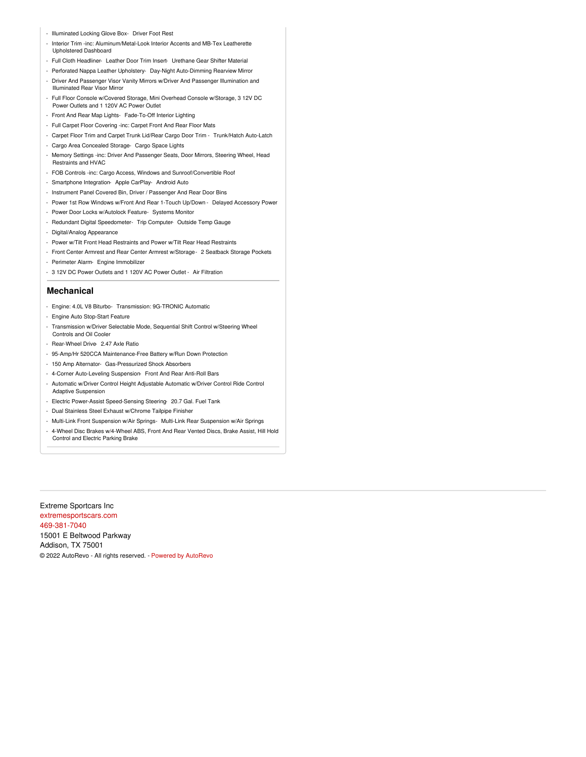- Illuminated Locking Glove Box- Driver Foot Rest
- Interior Trim -inc: Aluminum/Metal-Look Interior Accents and MB-Tex Leatherette Upholstered Dashboard
- Full Cloth Headliner- Leather Door Trim Insert- Urethane Gear Shifter Material
- Perforated Nappa Leather Upholstery- Day-Night Auto-Dimming Rearview Mirror
- Driver And Passenger Visor Vanity Mirrors w/Driver And Passenger Illumination and Illuminated Rear Visor Mirror
- Full Floor Console w/Covered Storage, Mini Overhead Console w/Storage, 3 12V DC Power Outlets and 1 120V AC Power Outlet
- Front And Rear Map Lights- Fade-To-Off Interior Lighting
- Full Carpet Floor Covering -inc: Carpet Front And Rear Floor Mats
- Carpet Floor Trim and Carpet Trunk Lid/Rear Cargo Door Trim - Trunk/Hatch Auto-Latch
- Cargo Area Concealed Storage- Cargo Space Lights
- Memory Settings -inc: Driver And Passenger Seats, Door Mirrors, Steering Wheel, Head Restraints and HVAC
- FOB Controls -inc: Cargo Access, Windows and Sunroof/Convertible Roof
- Smartphone Integration- Apple CarPlay- Android Auto
- Instrument Panel Covered Bin, Driver / Passenger And Rear Door Bins
- Power 1st Row Windows w/Front And Rear 1-Touch Up/Down - Delayed Accessory Power
- Power Door Locks w/Autolock Feature- Systems Monitor
- Redundant Digital Speedometer- Trip Computer- Outside Temp Gauge
- Digital/Analog Appearance
- Power w/Tilt Front Head Restraints and Power w/Tilt Rear Head Restraints
- Front Center Armrest and Rear Center Armrest w/Storage - 2 Seatback Storage Pockets
- Perimeter Alarm- Engine Immobilizer
- 3 12V DC Power Outlets and 1 120V AC Power Outlet - Air Filtration

## Mechanical

- Engine: 4.0L V8 Biturbo- Transmission: 9G-TRONIC Automatic
- Engine Auto Stop-Start Feature
- Transmission w/Driver Selectable Mode, Sequential Shift Control w/Steering Wheel Controls and Oil Cooler
- Rear-Wheel Drive- 2.47 Axle Ratio
- 95-Amp/Hr 520CCA Maintenance-Free Battery w/Run Down Protection
- 150 Amp Alternator- Gas-Pressurized Shock Absorbers
- 4-Corner Auto-Leveling Suspension- Front And Rear Anti-Roll Bars
- Automatic w/Driver Control Height Adjustable Automatic w/Driver Control Ride Control Adaptive Suspension
- Electric Power-Assist Speed-Sensing Steering- 20.7 Gal. Fuel Tank
- Dual Stainless Steel Exhaust w/Chrome Tailpipe Finisher
- Multi-Link Front Suspension w/Air Springs- Multi-Link Rear Suspension w/Air Springs
- 4-Wheel Disc Brakes w/4-Wheel ABS, Front And Rear Vented Discs, Brake Assist, Hill Hold Control and Electric Parking Brake

---

Extreme Sportcars Inc
extremesportscars.com
469-381-7040
15001 E Beltwood Parkway
Addison, TX 75001
© 2022 AutoRevo - All rights reserved. - Powered by AutoRevo